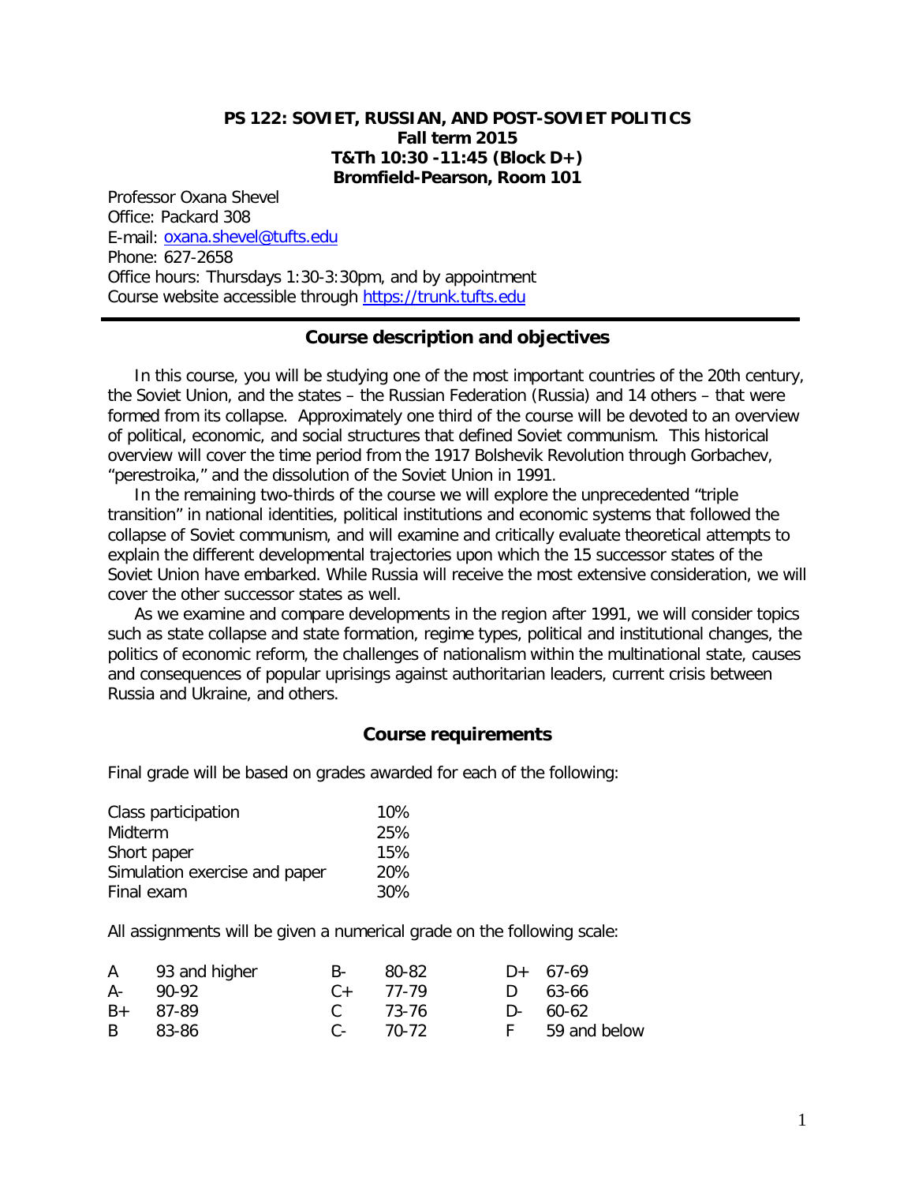# PS 122: SOVIET, RUSSIAN, AND POST-SOVIET POLITICS

**Fall term 2015**
**T&Th 10:30 -11:45 (Block D+)**
**Bromfield-Pearson, Room 101**

Professor Oxana Shevel
Office: Packard 308
E-mail: oxana.shevel@tufts.edu
Phone: 627-2658
Office hours: Thursdays 1:30-3:30pm, and by appointment
Course website accessible through https://trunk.tufts.edu

---

## Course description and objectives

In this course, you will be studying one of the most important countries of the 20th century, the Soviet Union, and the states – the Russian Federation (Russia) and 14 others – that were formed from its collapse. Approximately one third of the course will be devoted to an overview of political, economic, and social structures that defined Soviet communism. This historical overview will cover the time period from the 1917 Bolshevik Revolution through Gorbachev, "perestroika," and the dissolution of the Soviet Union in 1991.

In the remaining two-thirds of the course we will explore the unprecedented "triple transition" in national identities, political institutions and economic systems that followed the collapse of Soviet communism, and will examine and critically evaluate theoretical attempts to explain the different developmental trajectories upon which the 15 successor states of the Soviet Union have embarked. While Russia will receive the most extensive consideration, we will cover the other successor states as well.

As we examine and compare developments in the region after 1991, we will consider topics such as state collapse and state formation, regime types, political and institutional changes, the politics of economic reform, the challenges of nationalism within the multinational state, causes and consequences of popular uprisings against authoritarian leaders, current crisis between Russia and Ukraine, and others.

## Course requirements

Final grade will be based on grades awarded for each of the following:

| | |
|---|---|
| Class participation | 10% |
| Midterm | 25% |
| Short paper | 15% |
| Simulation exercise and paper | 20% |
| Final exam | 30% |

All assignments will be given a numerical grade on the following scale:

| | | | | | |
|---|---|---|---|---|---|
| A | 93 and higher | B- | 80-82 | D+ | 67-69 |
| A- | 90-92 | C+ | 77-79 | D | 63-66 |
| B+ | 87-89 | C | 73-76 | D- | 60-62 |
| B | 83-86 | C- | 70-72 | F | 59 and below |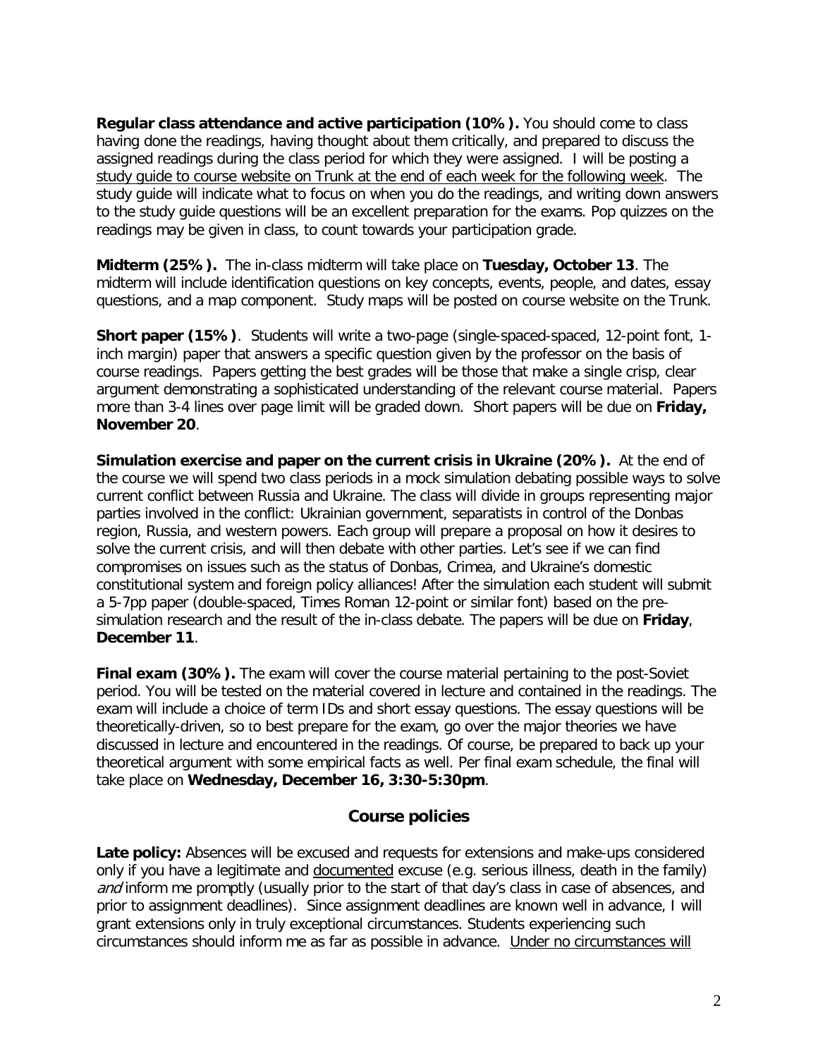**Regular class attendance and active participation (10%).** You should come to class having done the readings, having thought about them critically, and prepared to discuss the assigned readings during the class period for which they were assigned. I will be posting a study guide to course website on Trunk at the end of each week for the following week. The study guide will indicate what to focus on when you do the readings, and writing down answers to the study guide questions will be an excellent preparation for the exams. Pop quizzes on the readings may be given in class, to count towards your participation grade.

**Midterm (25%).** The in-class midterm will take place on **Tuesday, October 13**. The midterm will include identification questions on key concepts, events, people, and dates, essay questions, and a map component. Study maps will be posted on course website on the Trunk.

**Short paper (15%)**. Students will write a two-page (single-spaced-spaced, 12-point font, 1-inch margin) paper that answers a specific question given by the professor on the basis of course readings. Papers getting the best grades will be those that make a single crisp, clear argument demonstrating a sophisticated understanding of the relevant course material. Papers more than 3-4 lines over page limit will be graded down. Short papers will be due on **Friday, November 20**.

**Simulation exercise and paper on the current crisis in Ukraine (20%).** At the end of the course we will spend two class periods in a mock simulation debating possible ways to solve current conflict between Russia and Ukraine. The class will divide in groups representing major parties involved in the conflict: Ukrainian government, separatists in control of the Donbas region, Russia, and western powers. Each group will prepare a proposal on how it desires to solve the current crisis, and will then debate with other parties. Let's see if we can find compromises on issues such as the status of Donbas, Crimea, and Ukraine's domestic constitutional system and foreign policy alliances! After the simulation each student will submit a 5-7pp paper (double-spaced, Times Roman 12-point or similar font) based on the pre-simulation research and the result of the in-class debate. The papers will be due on **Friday**, **December 11**.

**Final exam (30%).** The exam will cover the course material pertaining to the post-Soviet period. You will be tested on the material covered in lecture and contained in the readings. The exam will include a choice of term IDs and short essay questions. The essay questions will be theoretically-driven, so to best prepare for the exam, go over the major theories we have discussed in lecture and encountered in the readings. Of course, be prepared to back up your theoretical argument with some empirical facts as well. Per final exam schedule, the final will take place on **Wednesday, December 16, 3:30-5:30pm**.

## Course policies

**Late policy:** Absences will be excused and requests for extensions and make-ups considered only if you have a legitimate and documented excuse (e.g. serious illness, death in the family) *and* inform me promptly (usually prior to the start of that day's class in case of absences, and prior to assignment deadlines). Since assignment deadlines are known well in advance, I will grant extensions only in truly exceptional circumstances. Students experiencing such circumstances should inform me as far as possible in advance. Under no circumstances will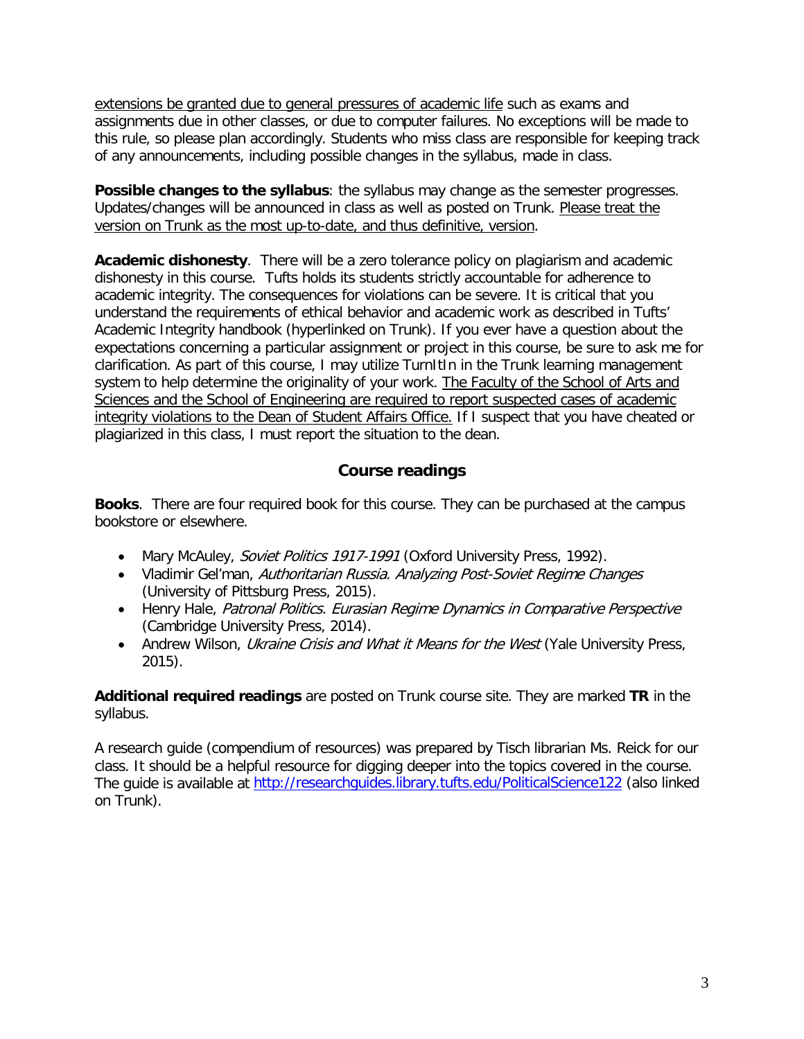extensions be granted due to general pressures of academic life such as exams and assignments due in other classes, or due to computer failures. No exceptions will be made to this rule, so please plan accordingly. Students who miss class are responsible for keeping track of any announcements, including possible changes in the syllabus, made in class.

**Possible changes to the syllabus**: the syllabus may change as the semester progresses. Updates/changes will be announced in class as well as posted on Trunk. Please treat the version on Trunk as the most up-to-date, and thus definitive, version.

**Academic dishonesty**. There will be a zero tolerance policy on plagiarism and academic dishonesty in this course. Tufts holds its students strictly accountable for adherence to academic integrity. The consequences for violations can be severe. It is critical that you understand the requirements of ethical behavior and academic work as described in Tufts' Academic Integrity handbook (hyperlinked on Trunk). If you ever have a question about the expectations concerning a particular assignment or project in this course, be sure to ask me for clarification. As part of this course, I may utilize TurnItIn in the Trunk learning management system to help determine the originality of your work. The Faculty of the School of Arts and Sciences and the School of Engineering are required to report suspected cases of academic integrity violations to the Dean of Student Affairs Office. If I suspect that you have cheated or plagiarized in this class, I must report the situation to the dean.

## Course readings

**Books**. There are four required book for this course. They can be purchased at the campus bookstore or elsewhere.

- Mary McAuley, *Soviet Politics 1917-1991* (Oxford University Press, 1992).
- Vladimir Gel'man, *Authoritarian Russia. Analyzing Post-Soviet Regime Changes* (University of Pittsburg Press, 2015).
- Henry Hale, *Patronal Politics. Eurasian Regime Dynamics in Comparative Perspective* (Cambridge University Press, 2014).
- Andrew Wilson, *Ukraine Crisis and What it Means for the West* (Yale University Press, 2015).

**Additional required readings** are posted on Trunk course site. They are marked **TR** in the syllabus.

A research guide (compendium of resources) was prepared by Tisch librarian Ms. Reick for our class. It should be a helpful resource for digging deeper into the topics covered in the course. The guide is available at http://researchguides.library.tufts.edu/PoliticalScience122 (also linked on Trunk).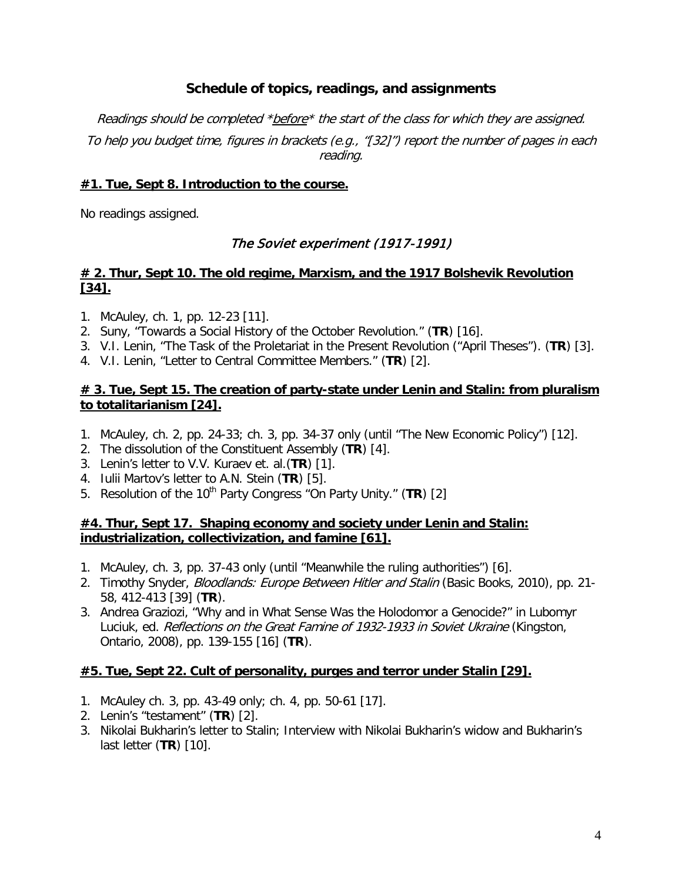## Schedule of topics, readings, and assignments

*Readings should be completed \*before\* the start of the class for which they are assigned.*

*To help you budget time, figures in brackets (e.g., "[32]") report the number of pages in each reading.*

### **#1. Tue, Sept 8. Introduction to the course.**

No readings assigned.

### *The Soviet experiment (1917-1991)*

### **# 2. Thur, Sept 10. The old regime, Marxism, and the 1917 Bolshevik Revolution [34].**

1. McAuley, ch. 1, pp. 12-23 [11].
2. Suny, "Towards a Social History of the October Revolution." (**TR**) [16].
3. V.I. Lenin, "The Task of the Proletariat in the Present Revolution ("April Theses"). (**TR**) [3].
4. V.I. Lenin, "Letter to Central Committee Members." (**TR**) [2].

### **# 3. Tue, Sept 15. The creation of party-state under Lenin and Stalin: from pluralism to totalitarianism [24].**

1. McAuley, ch. 2, pp. 24-33; ch. 3, pp. 34-37 only (until "The New Economic Policy") [12].
2. The dissolution of the Constituent Assembly (**TR**) [4].
3. Lenin's letter to V.V. Kuraev et. al.(**TR**) [1].
4. Iulii Martov's letter to A.N. Stein (**TR**) [5].
5. Resolution of the 10th Party Congress "On Party Unity." (**TR**) [2]

### **#4. Thur, Sept 17. Shaping economy and society under Lenin and Stalin: industrialization, collectivization, and famine [61].**

1. McAuley, ch. 3, pp. 37-43 only (until "Meanwhile the ruling authorities") [6].
2. Timothy Snyder, *Bloodlands: Europe Between Hitler and Stalin* (Basic Books, 2010), pp. 21-58, 412-413 [39] (**TR**).
3. Andrea Graziozi, "Why and in What Sense Was the Holodomor a Genocide?" in Lubomyr Luciuk, ed. *Reflections on the Great Famine of 1932-1933 in Soviet Ukraine* (Kingston, Ontario, 2008), pp. 139-155 [16] (**TR**).

### **#5. Tue, Sept 22. Cult of personality, purges and terror under Stalin [29].**

1. McAuley ch. 3, pp. 43-49 only; ch. 4, pp. 50-61 [17].
2. Lenin's "testament" (**TR**) [2].
3. Nikolai Bukharin's letter to Stalin; Interview with Nikolai Bukharin's widow and Bukharin's last letter (**TR**) [10].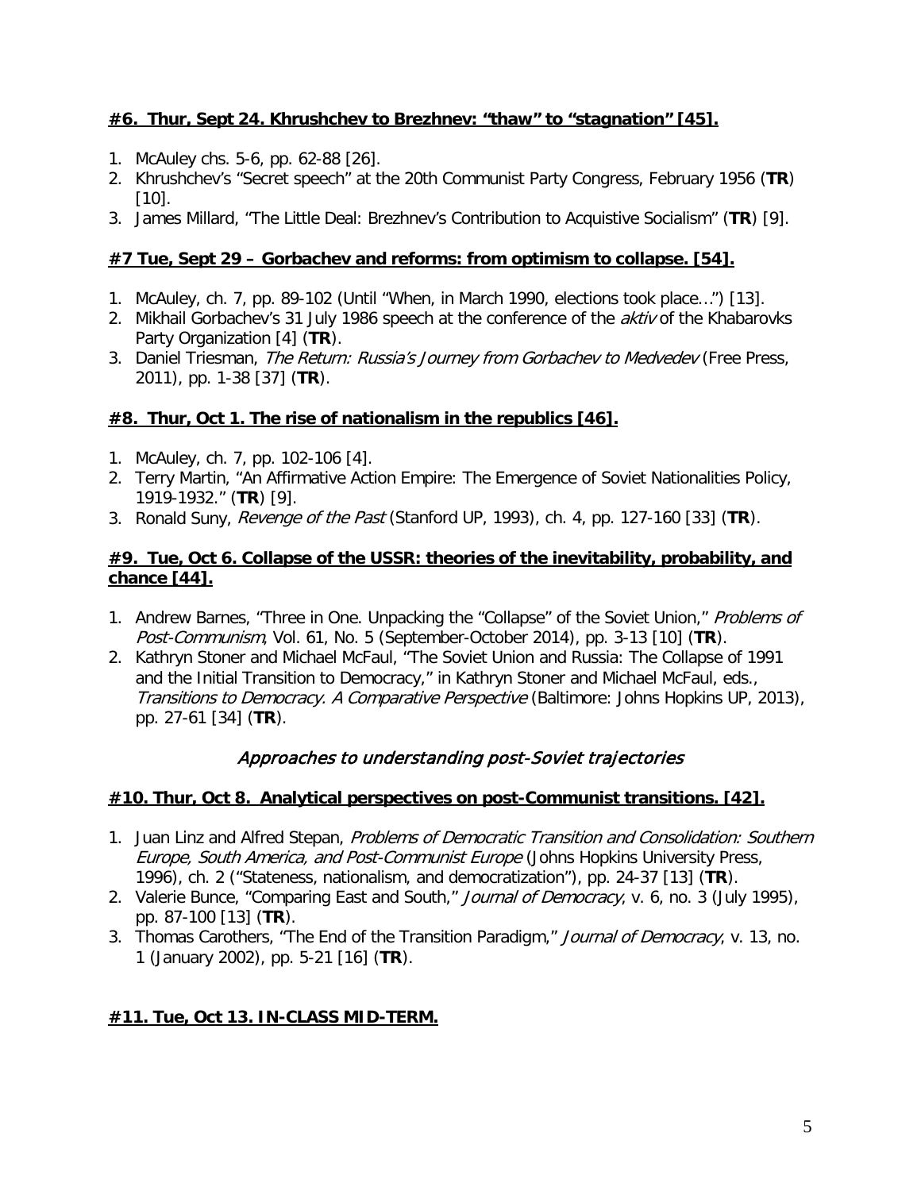**#6. Thur, Sept 24. Khrushchev to Brezhnev: "thaw" to "stagnation" [45].**

1. McAuley chs. 5-6, pp. 62-88 [26].
2. Khrushchev's "Secret speech" at the 20th Communist Party Congress, February 1956 (**TR**) [10].
3. James Millard, "The Little Deal: Brezhnev's Contribution to Acquistive Socialism" (**TR**) [9].

**#7 Tue, Sept 29 – Gorbachev and reforms: from optimism to collapse. [54].**

1. McAuley, ch. 7, pp. 89-102 (Until "When, in March 1990, elections took place…") [13].
2. Mikhail Gorbachev's 31 July 1986 speech at the conference of the *aktiv* of the Khabarovks Party Organization [4] (**TR**).
3. Daniel Triesman, *The Return: Russia's Journey from Gorbachev to Medvedev* (Free Press, 2011), pp. 1-38 [37] (**TR**).

**#8. Thur, Oct 1. The rise of nationalism in the republics [46].**

1. McAuley, ch. 7, pp. 102-106 [4].
2. Terry Martin, "An Affirmative Action Empire: The Emergence of Soviet Nationalities Policy, 1919-1932." (**TR**) [9].
3. Ronald Suny, *Revenge of the Past* (Stanford UP, 1993), ch. 4, pp. 127-160 [33] (**TR**).

**#9. Tue, Oct 6. Collapse of the USSR: theories of the inevitability, probability, and chance [44].**

1. Andrew Barnes, "Three in One. Unpacking the "Collapse" of the Soviet Union," *Problems of Post-Communism*, Vol. 61, No. 5 (September-October 2014), pp. 3-13 [10] (**TR**).
2. Kathryn Stoner and Michael McFaul, "The Soviet Union and Russia: The Collapse of 1991 and the Initial Transition to Democracy," in Kathryn Stoner and Michael McFaul, eds., *Transitions to Democracy. A Comparative Perspective* (Baltimore: Johns Hopkins UP, 2013), pp. 27-61 [34] (**TR**).

## *Approaches to understanding post-Soviet trajectories*

**#10. Thur, Oct 8. Analytical perspectives on post-Communist transitions. [42].**

1. Juan Linz and Alfred Stepan, *Problems of Democratic Transition and Consolidation: Southern Europe, South America, and Post-Communist Europe* (Johns Hopkins University Press, 1996), ch. 2 ("Stateness, nationalism, and democratization"), pp. 24-37 [13] (**TR**).
2. Valerie Bunce, "Comparing East and South," *Journal of Democracy*, v. 6, no. 3 (July 1995), pp. 87-100 [13] (**TR**).
3. Thomas Carothers, "The End of the Transition Paradigm," *Journal of Democracy*, v. 13, no. 1 (January 2002), pp. 5-21 [16] (**TR**).

**#11. Tue, Oct 13. IN-CLASS MID-TERM.**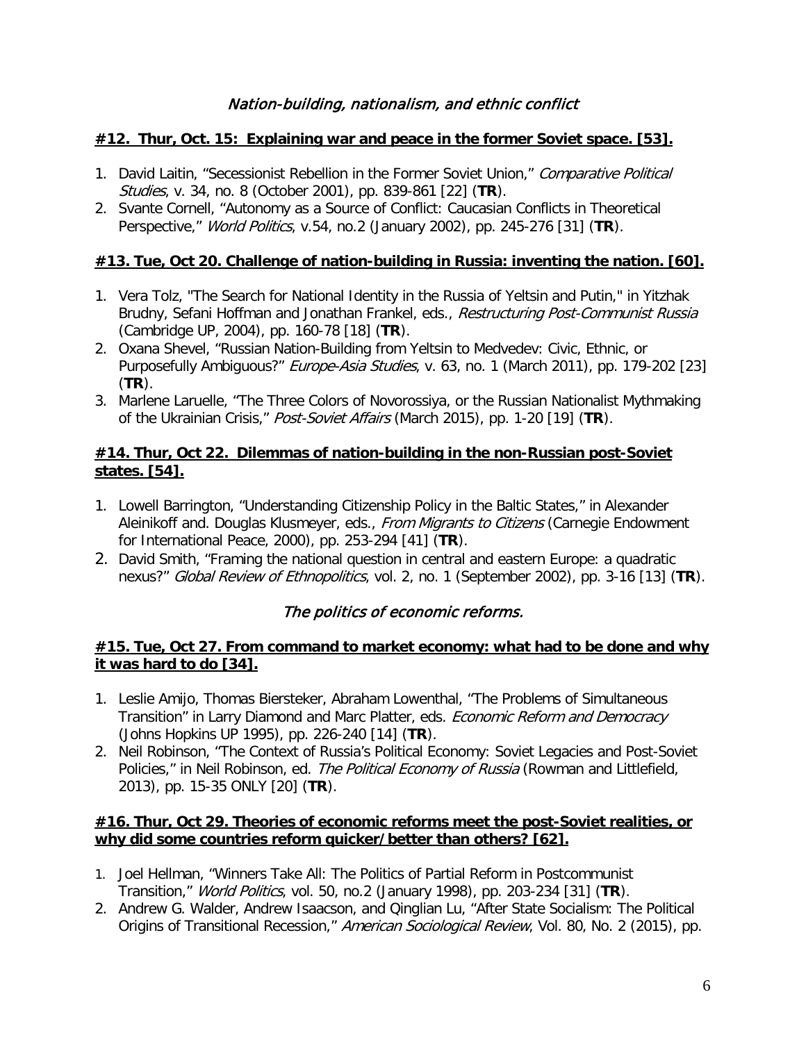## *Nation-building, nationalism, and ethnic conflict*

### **#12. Thur, Oct. 15: Explaining war and peace in the former Soviet space. [53].**

1. David Laitin, "Secessionist Rebellion in the Former Soviet Union," *Comparative Political Studies*, v. 34, no. 8 (October 2001), pp. 839-861 [22] (**TR**).
2. Svante Cornell, "Autonomy as a Source of Conflict: Caucasian Conflicts in Theoretical Perspective," *World Politics*, v.54, no.2 (January 2002), pp. 245-276 [31] (**TR**).

### **#13. Tue, Oct 20. Challenge of nation-building in Russia: inventing the nation. [60].**

1. Vera Tolz, "The Search for National Identity in the Russia of Yeltsin and Putin," in Yitzhak Brudny, Sefani Hoffman and Jonathan Frankel, eds., *Restructuring Post-Communist Russia* (Cambridge UP, 2004), pp. 160-78 [18] (**TR**).
2. Oxana Shevel, "Russian Nation-Building from Yeltsin to Medvedev: Civic, Ethnic, or Purposefully Ambiguous?" *Europe-Asia Studies*, v. 63, no. 1 (March 2011), pp. 179-202 [23] (**TR**).
3. Marlene Laruelle, "The Three Colors of Novorossiya, or the Russian Nationalist Mythmaking of the Ukrainian Crisis," *Post-Soviet Affairs* (March 2015), pp. 1-20 [19] (**TR**).

### **#14. Thur, Oct 22. Dilemmas of nation-building in the non-Russian post-Soviet states. [54].**

1. Lowell Barrington, "Understanding Citizenship Policy in the Baltic States," in Alexander Aleinikoff and. Douglas Klusmeyer, eds., *From Migrants to Citizens* (Carnegie Endowment for International Peace, 2000), pp. 253-294 [41] (**TR**).
2. David Smith, "Framing the national question in central and eastern Europe: a quadratic nexus?" *Global Review of Ethnopolitics*, vol. 2, no. 1 (September 2002), pp. 3-16 [13] (**TR**).

## *The politics of economic reforms.*

### **#15. Tue, Oct 27. From command to market economy: what had to be done and why it was hard to do [34].**

1. Leslie Amijo, Thomas Biersteker, Abraham Lowenthal, "The Problems of Simultaneous Transition" in Larry Diamond and Marc Platter, eds. *Economic Reform and Democracy* (Johns Hopkins UP 1995), pp. 226-240 [14] (**TR**).
2. Neil Robinson, "The Context of Russia's Political Economy: Soviet Legacies and Post-Soviet Policies," in Neil Robinson, ed. *The Political Economy of Russia* (Rowman and Littlefield, 2013), pp. 15-35 ONLY [20] (**TR**).

### **#16. Thur, Oct 29. Theories of economic reforms meet the post-Soviet realities, or why did some countries reform quicker/better than others? [62].**

1. Joel Hellman, "Winners Take All: The Politics of Partial Reform in Postcommunist Transition," *World Politics*, vol. 50, no.2 (January 1998), pp. 203-234 [31] (**TR**).
2. Andrew G. Walder, Andrew Isaacson, and Qinglian Lu, "After State Socialism: The Political Origins of Transitional Recession," *American Sociological Review*, Vol. 80, No. 2 (2015), pp.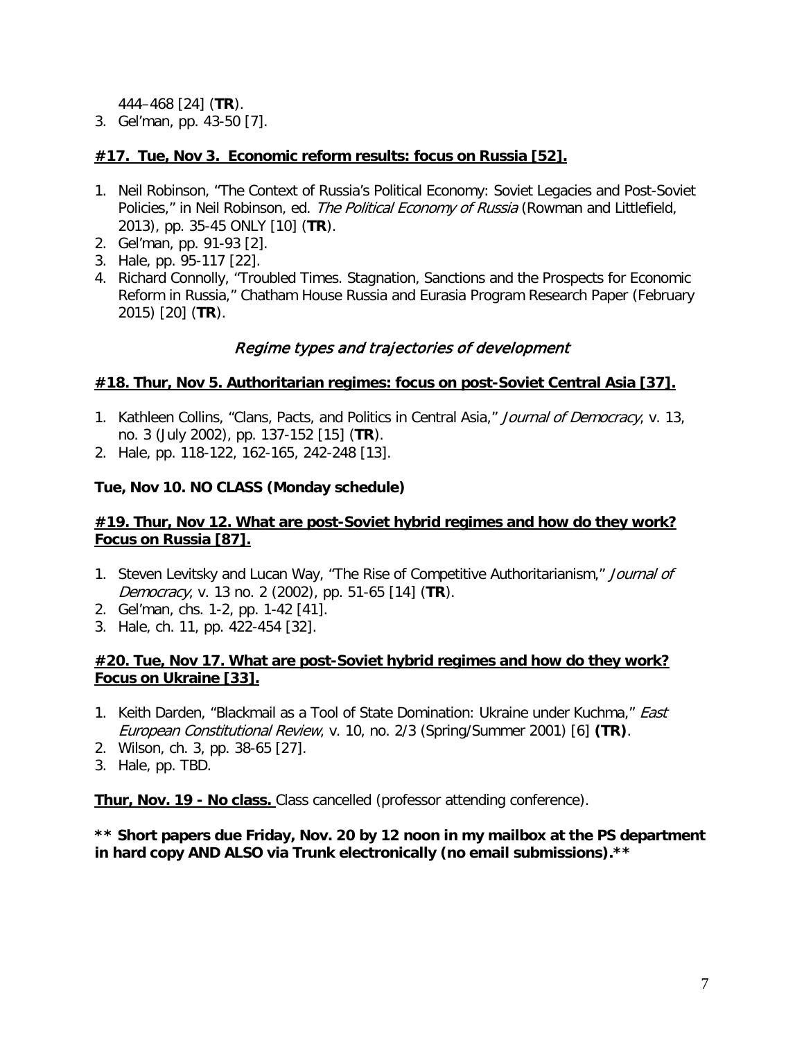444–468 [24] (**TR**).

3. Gel'man, pp. 43-50 [7].

**#17. Tue, Nov 3. Economic reform results: focus on Russia [52].**

1. Neil Robinson, "The Context of Russia's Political Economy: Soviet Legacies and Post-Soviet Policies," in Neil Robinson, ed. *The Political Economy of Russia* (Rowman and Littlefield, 2013), pp. 35-45 ONLY [10] (**TR**).
2. Gel'man, pp. 91-93 [2].
3. Hale, pp. 95-117 [22].
4. Richard Connolly, "Troubled Times. Stagnation, Sanctions and the Prospects for Economic Reform in Russia," Chatham House Russia and Eurasia Program Research Paper (February 2015) [20] (**TR**).

## *Regime types and trajectories of development*

**#18. Thur, Nov 5. Authoritarian regimes: focus on post-Soviet Central Asia [37].**

1. Kathleen Collins, "Clans, Pacts, and Politics in Central Asia," *Journal of Democracy*, v. 13, no. 3 (July 2002), pp. 137-152 [15] (**TR**).
2. Hale, pp. 118-122, 162-165, 242-248 [13].

**Tue, Nov 10. NO CLASS (Monday schedule)**

**#19. Thur, Nov 12. What are post-Soviet hybrid regimes and how do they work? Focus on Russia [87].**

1. Steven Levitsky and Lucan Way, "The Rise of Competitive Authoritarianism," *Journal of Democracy*, v. 13 no. 2 (2002), pp. 51-65 [14] (**TR**).
2. Gel'man, chs. 1-2, pp. 1-42 [41].
3. Hale, ch. 11, pp. 422-454 [32].

**#20. Tue, Nov 17. What are post-Soviet hybrid regimes and how do they work? Focus on Ukraine [33].**

1. Keith Darden, "Blackmail as a Tool of State Domination: Ukraine under Kuchma," *East European Constitutional Review*, v. 10, no. 2/3 (Spring/Summer 2001) [6] **(TR)**.
2. Wilson, ch. 3, pp. 38-65 [27].
3. Hale, pp. TBD.

**Thur, Nov. 19 - No class.** Class cancelled (professor attending conference).

**\*\* Short papers due Friday, Nov. 20 by 12 noon in my mailbox at the PS department in hard copy AND ALSO via Trunk electronically (no email submissions).\*\***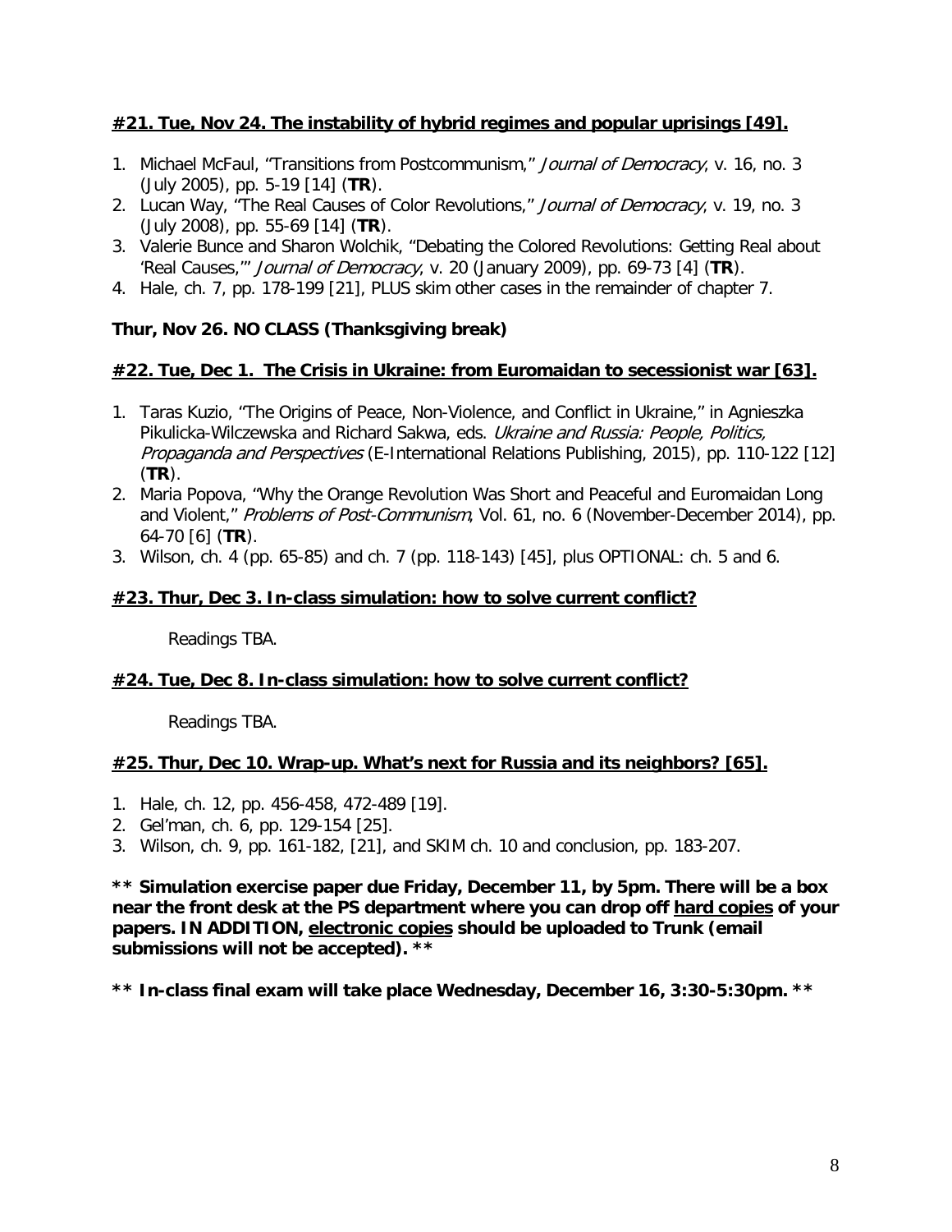**#21. Tue, Nov 24. The instability of hybrid regimes and popular uprisings [49].**

1. Michael McFaul, "Transitions from Postcommunism," *Journal of Democracy*, v. 16, no. 3 (July 2005), pp. 5-19 [14] (**TR**).
2. Lucan Way, "The Real Causes of Color Revolutions," *Journal of Democracy*, v. 19, no. 3 (July 2008), pp. 55-69 [14] (**TR**).
3. Valerie Bunce and Sharon Wolchik, "Debating the Colored Revolutions: Getting Real about 'Real Causes,'" *Journal of Democracy*, v. 20 (January 2009), pp. 69-73 [4] (**TR**).
4. Hale, ch. 7, pp. 178-199 [21], PLUS skim other cases in the remainder of chapter 7.

**Thur, Nov 26. NO CLASS (Thanksgiving break)**

**#22. Tue, Dec 1. The Crisis in Ukraine: from Euromaidan to secessionist war [63].**

1. Taras Kuzio, "The Origins of Peace, Non-Violence, and Conflict in Ukraine," in Agnieszka Pikulicka-Wilczewska and Richard Sakwa, eds. *Ukraine and Russia: People, Politics, Propaganda and Perspectives* (E-International Relations Publishing, 2015), pp. 110-122 [12] (**TR**).
2. Maria Popova, "Why the Orange Revolution Was Short and Peaceful and Euromaidan Long and Violent," *Problems of Post-Communism*, Vol. 61, no. 6 (November-December 2014), pp. 64-70 [6] (**TR**).
3. Wilson, ch. 4 (pp. 65-85) and ch. 7 (pp. 118-143) [45], plus OPTIONAL: ch. 5 and 6.

**#23. Thur, Dec 3. In-class simulation: how to solve current conflict?**

Readings TBA.

**#24. Tue, Dec 8. In-class simulation: how to solve current conflict?**

Readings TBA.

**#25. Thur, Dec 10. Wrap-up. What's next for Russia and its neighbors? [65].**

1. Hale, ch. 12, pp. 456-458, 472-489 [19].
2. Gel'man, ch. 6, pp. 129-154 [25].
3. Wilson, ch. 9, pp. 161-182, [21], and SKIM ch. 10 and conclusion, pp. 183-207.

**\*\* Simulation exercise paper due Friday, December 11, by 5pm. There will be a box near the front desk at the PS department where you can drop off hard copies of your papers. IN ADDITION, electronic copies should be uploaded to Trunk (email submissions will not be accepted). \*\***

**\*\* In-class final exam will take place Wednesday, December 16, 3:30-5:30pm. \*\***